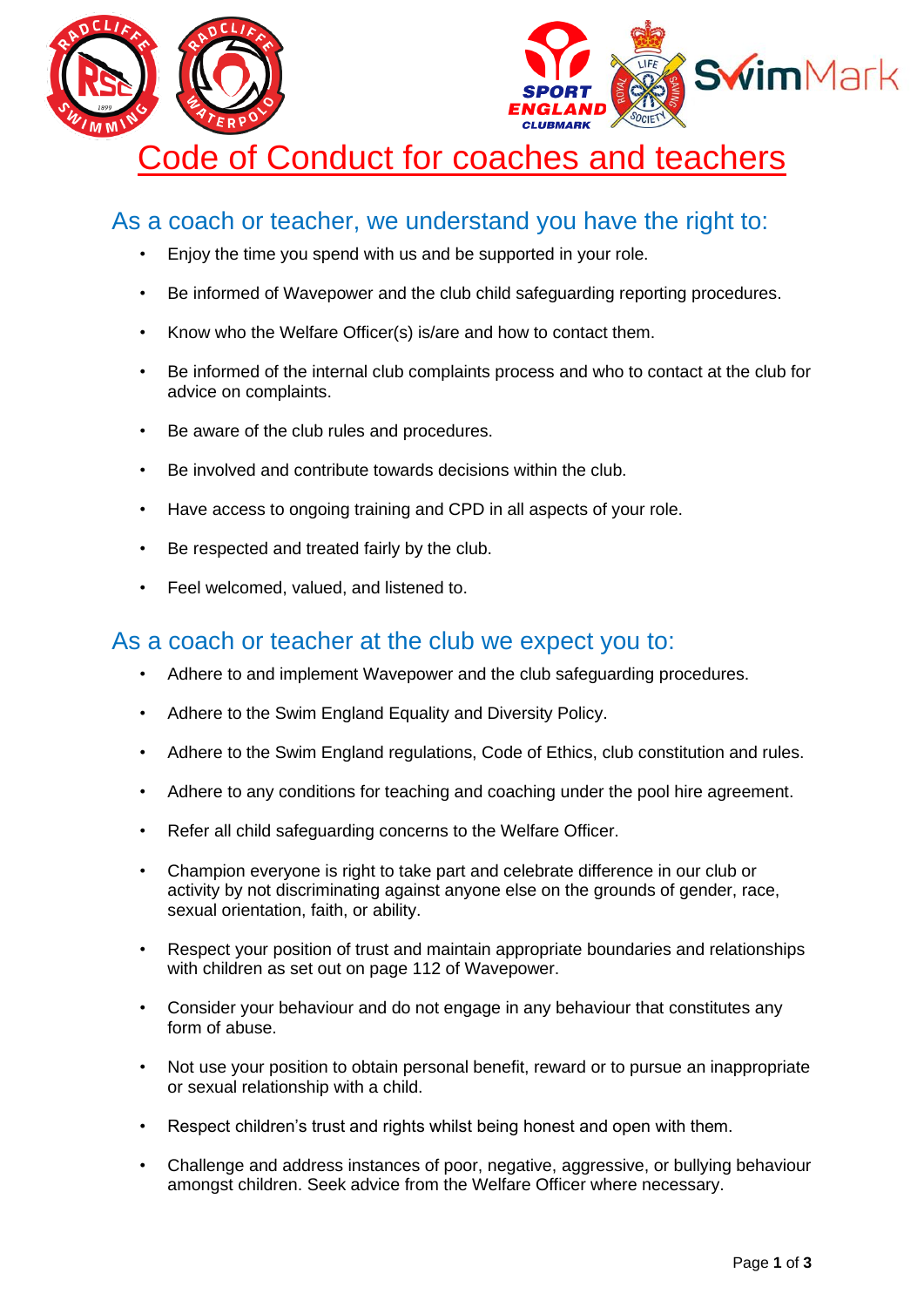# Code of Conduct for coaches and teachers

## As a coach or teacher, we understand you have the right to:

- Enjoy the time you spend with us and be supported in your role.
- Be informed of Wavepower and the club child safeguarding reporting procedures.
- Know who the Welfare Officer(s) is/are and how to contact them.
- Be informed of the internal club complaints process and who to contact at the club for advice on complaints.
- Be aware of the club rules and procedures.
- Be involved and contribute towards decisions within the club.
- Have access to ongoing training and CPD in all aspects of your role.
- Be respected and treated fairly by the club.
- Feel welcomed, valued, and listened to.

## As a coach or teacher at the club we expect you to:

- Adhere to and implement Wavepower and the club safeguarding procedures.
- Adhere to the Swim England Equality and Diversity Policy.
- Adhere to the Swim England regulations, Code of Ethics, club constitution and rules.
- Adhere to any conditions for teaching and coaching under the pool hire agreement.
- Refer all child safeguarding concerns to the Welfare Officer.
- Champion everyone is right to take part and celebrate difference in our club or activity by not discriminating against anyone else on the grounds of gender, race, sexual orientation, faith, or ability.
- Respect your position of trust and maintain appropriate boundaries and relationships with children as set out on page 112 of Wavepower.
- Consider your behaviour and do not engage in any behaviour that constitutes any form of abuse.
- Not use your position to obtain personal benefit, reward or to pursue an inappropriate or sexual relationship with a child.
- Respect children's trust and rights whilst being honest and open with them.
- Challenge and address instances of poor, negative, aggressive, or bullying behaviour amongst children. Seek advice from the Welfare Officer where necessary.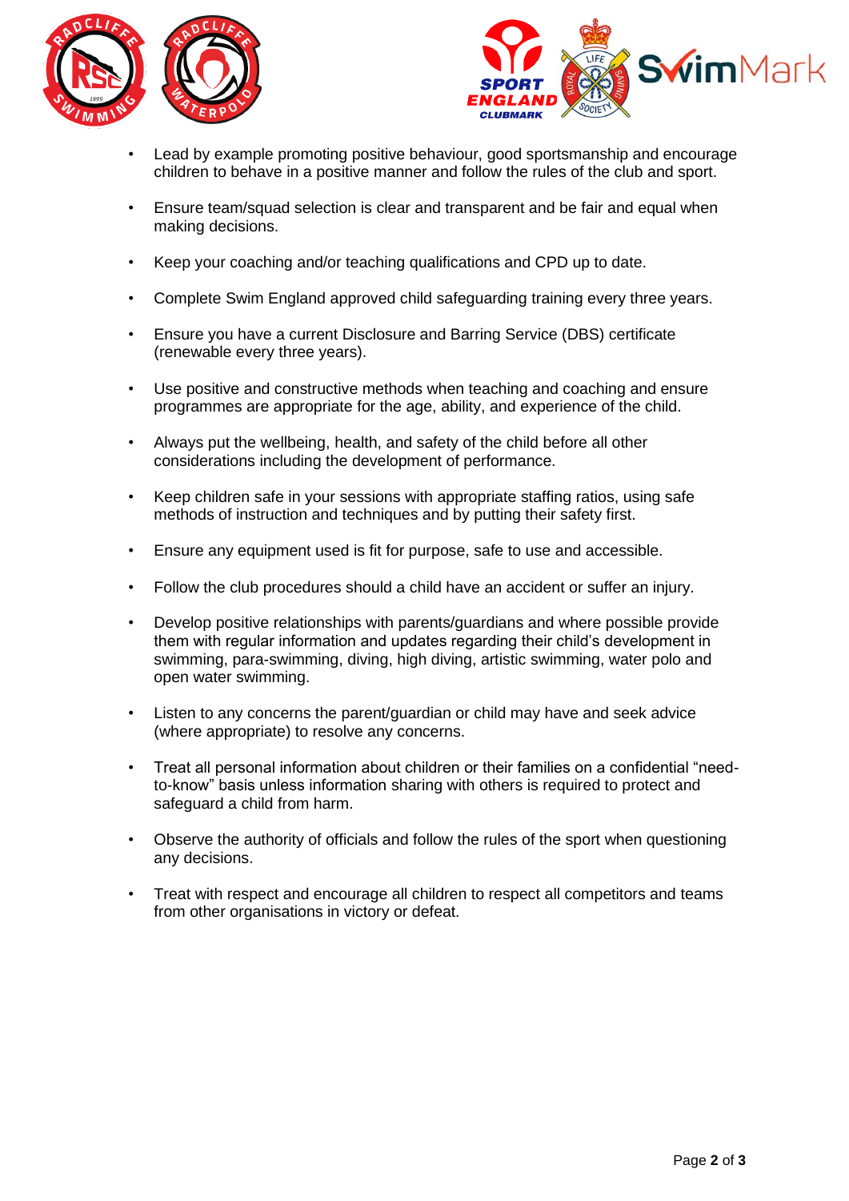- Lead by example promoting positive behaviour, good sportsmanship and encourage children to behave in a positive manner and follow the rules of the club and sport.

- Ensure team/squad selection is clear and transparent and be fair and equal when making decisions.

- Keep your coaching and/or teaching qualifications and CPD up to date.

- Complete Swim England approved child safeguarding training every three years.

- Ensure you have a current Disclosure and Barring Service (DBS) certificate (renewable every three years).

- Use positive and constructive methods when teaching and coaching and ensure programmes are appropriate for the age, ability, and experience of the child.

- Always put the wellbeing, health, and safety of the child before all other considerations including the development of performance.

- Keep children safe in your sessions with appropriate staffing ratios, using safe methods of instruction and techniques and by putting their safety first.

- Ensure any equipment used is fit for purpose, safe to use and accessible.

- Follow the club procedures should a child have an accident or suffer an injury.

- Develop positive relationships with parents/guardians and where possible provide them with regular information and updates regarding their child's development in swimming, para-swimming, diving, high diving, artistic swimming, water polo and open water swimming.

- Listen to any concerns the parent/guardian or child may have and seek advice (where appropriate) to resolve any concerns.

- Treat all personal information about children or their families on a confidential "need-to-know" basis unless information sharing with others is required to protect and safeguard a child from harm.

- Observe the authority of officials and follow the rules of the sport when questioning any decisions.

- Treat with respect and encourage all children to respect all competitors and teams from other organisations in victory or defeat.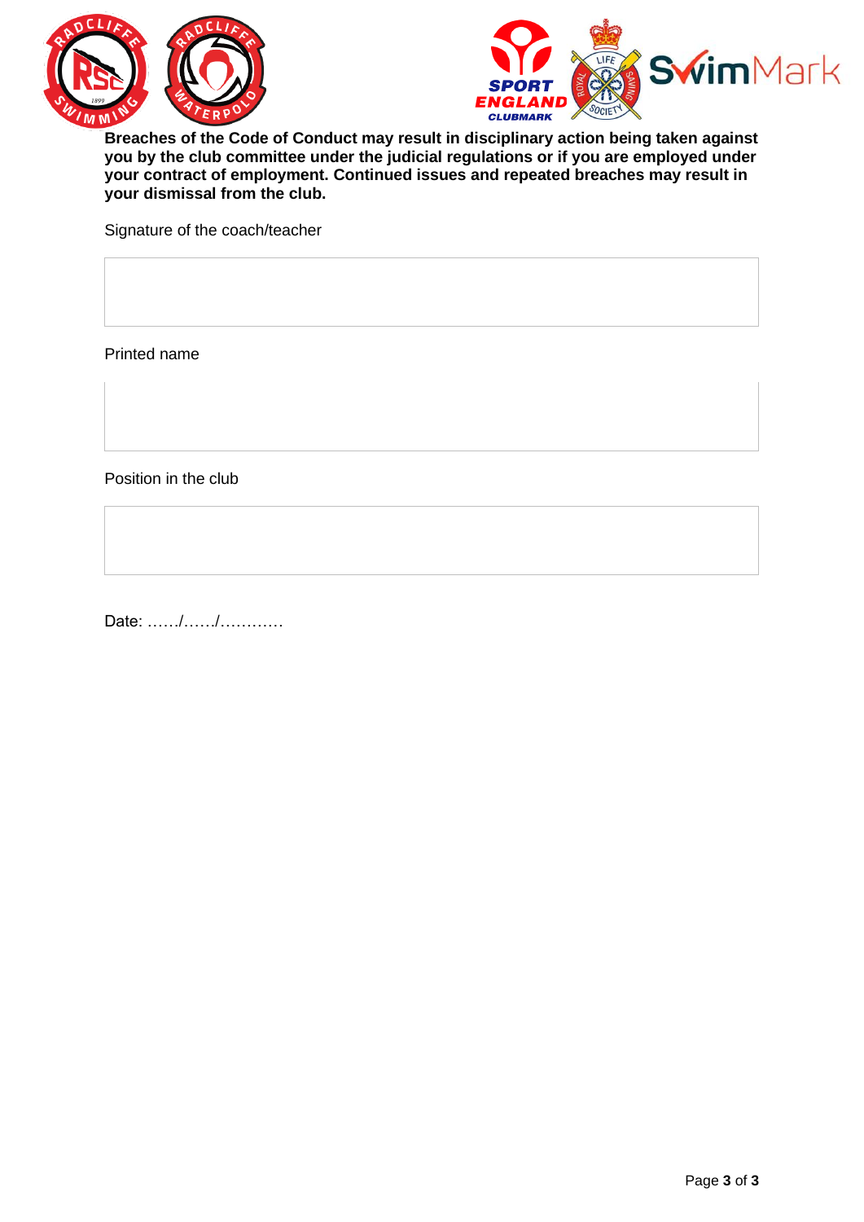**Breaches of the Code of Conduct may result in disciplinary action being taken against you by the club committee under the judicial regulations or if you are employed under your contract of employment. Continued issues and repeated breaches may result in your dismissal from the club.**

Signature of the coach/teacher

Printed name

Position in the club

Date: ……/……/…………